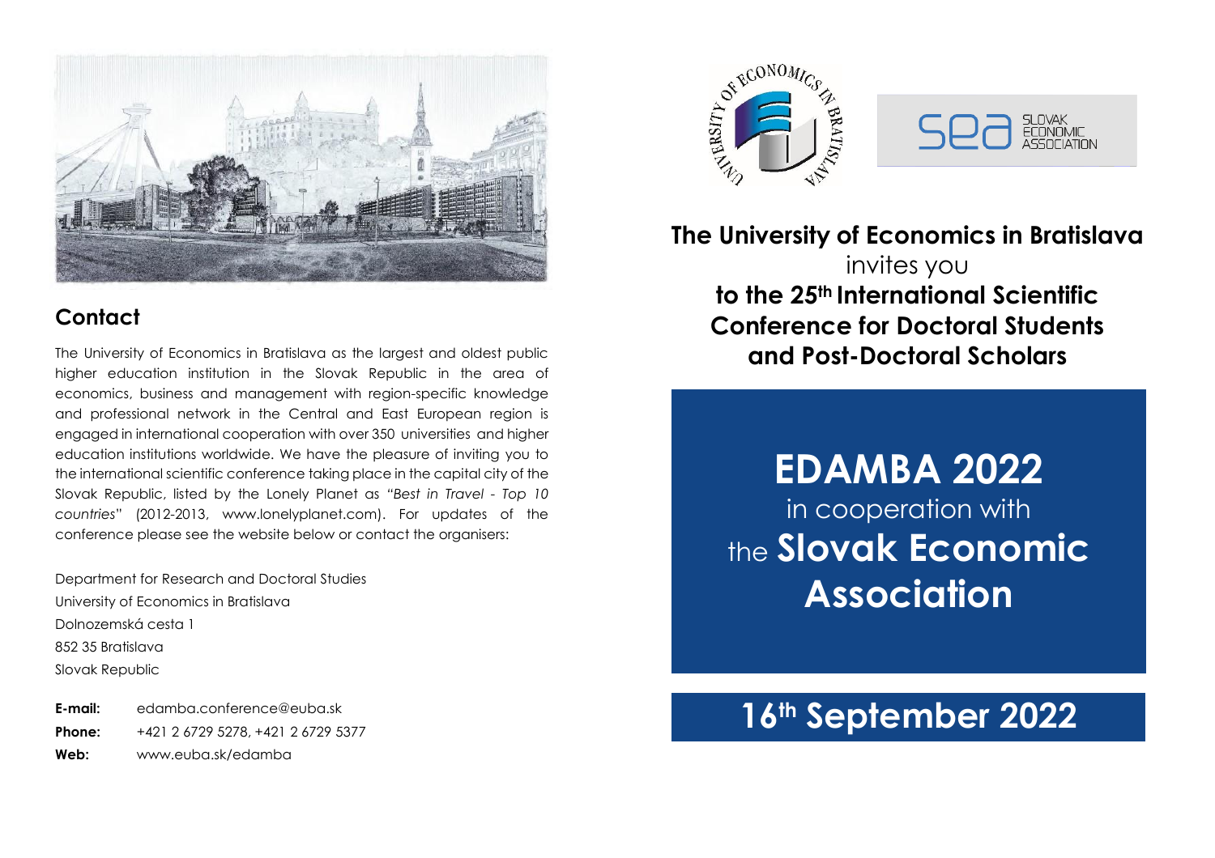## Contact

The University of Economics in Bratislava as the largest and oldest public higher education institution in the Slovak Republic in the area of economics, business and management with region-specific knowledge and professional network in the Central and East European region is engaged in international cooperation with over 350 universities and higher education institutions worldwide. We have the pleasure of inviting you to the international scientific conference taking place in the capital city of the Slovak Republic, listed by the Lonely Planet as *"Best in Travel - Top 10 countries"* (2012-2013, www.lonelyplanet.com). For updates of the conference please see the website below or contact the organisers:

Department for Research and Doctoral Studies
University of Economics in Bratislava
Dolnozemská cesta 1
852 35 Bratislava
Slovak Republic

**E-mail:** edamba.conference@euba.sk
**Phone:** +421 2 6729 5278, +421 2 6729 5377
**Web:** www.euba.sk/edamba

SLOVAK ECONOMIC ASSOCIATION

**The University of Economics in Bratislava**
invites you
**to the 25th International Scientific Conference for Doctoral Students and Post-Doctoral Scholars**

# EDAMBA 2022

in cooperation with the **Slovak Economic Association**

## 16th September 2022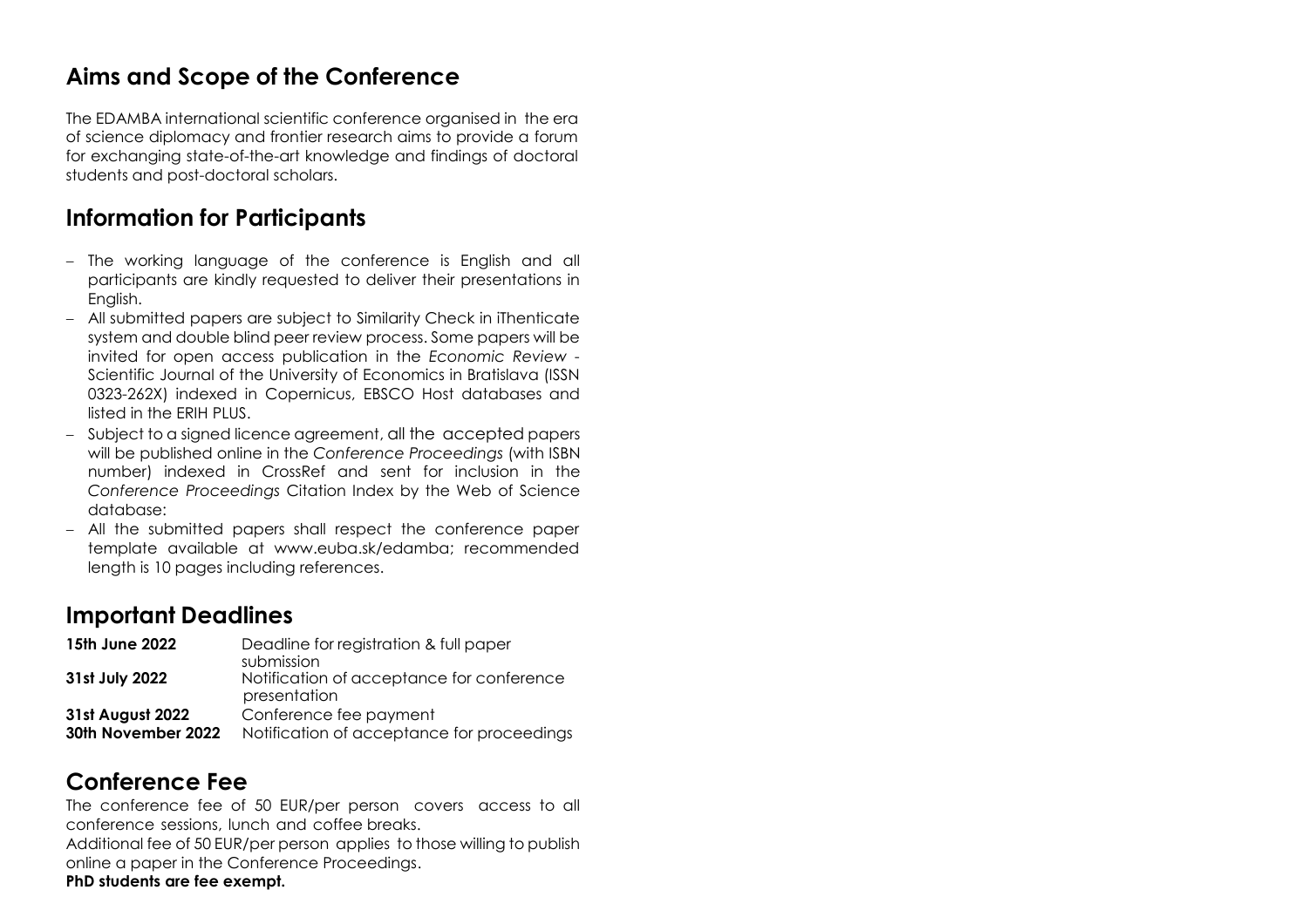## Aims and Scope of the Conference

The EDAMBA international scientific conference organised in the era of science diplomacy and frontier research aims to provide a forum for exchanging state-of-the-art knowledge and findings of doctoral students and post-doctoral scholars.

## Information for Participants

- The working language of the conference is English and all participants are kindly requested to deliver their presentations in English.
- All submitted papers are subject to Similarity Check in iThenticate system and double blind peer review process. Some papers will be invited for open access publication in the *Economic Review* - Scientific Journal of the University of Economics in Bratislava (ISSN 0323-262X) indexed in Copernicus, EBSCO Host databases and listed in the ERIH PLUS.
- Subject to a signed licence agreement, all the accepted papers will be published online in the *Conference Proceedings* (with ISBN number) indexed in CrossRef and sent for inclusion in the *Conference Proceedings* Citation Index by the Web of Science database:
- All the submitted papers shall respect the conference paper template available at www.euba.sk/edamba; recommended length is 10 pages including references.

## Important Deadlines

| | |
|---|---|
| **15th June 2022** | Deadline for registration & full paper submission |
| **31st July 2022** | Notification of acceptance for conference presentation |
| **31st August 2022** | Conference fee payment |
| **30th November 2022** | Notification of acceptance for proceedings |

## Conference Fee

The conference fee of 50 EUR/per person covers access to all conference sessions, lunch and coffee breaks.

Additional fee of 50 EUR/per person applies to those willing to publish online a paper in the Conference Proceedings.

**PhD students are fee exempt.**